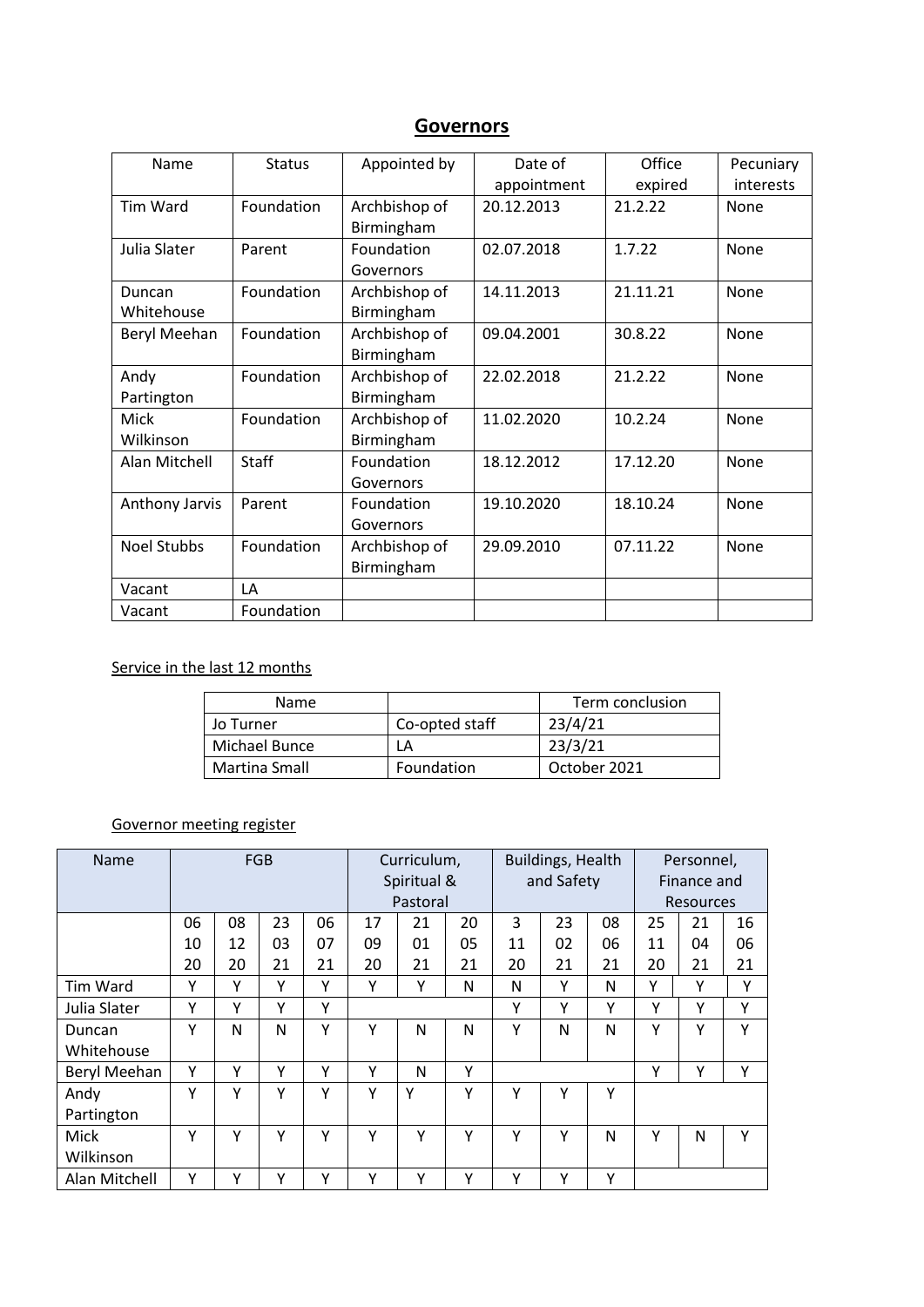# Governors

| Name | Status | Appointed by | Date of appointment | Office expired | Pecuniary interests |
|---|---|---|---|---|---|
| Tim Ward | Foundation | Archbishop of Birmingham | 20.12.2013 | 21.2.22 | None |
| Julia Slater | Parent | Foundation Governors | 02.07.2018 | 1.7.22 | None |
| Duncan Whitehouse | Foundation | Archbishop of Birmingham | 14.11.2013 | 21.11.21 | None |
| Beryl Meehan | Foundation | Archbishop of Birmingham | 09.04.2001 | 30.8.22 | None |
| Andy Partington | Foundation | Archbishop of Birmingham | 22.02.2018 | 21.2.22 | None |
| Mick Wilkinson | Foundation | Archbishop of Birmingham | 11.02.2020 | 10.2.24 | None |
| Alan Mitchell | Staff | Foundation Governors | 18.12.2012 | 17.12.20 | None |
| Anthony Jarvis | Parent | Foundation Governors | 19.10.2020 | 18.10.24 | None |
| Noel Stubbs | Foundation | Archbishop of Birmingham | 29.09.2010 | 07.11.22 | None |
| Vacant | LA | | | | |
| Vacant | Foundation | | | | |

Service in the last 12 months

| Name | | Term conclusion |
|---|---|---|
| Jo Turner | Co-opted staff | 23/4/21 |
| Michael Bunce | LA | 23/3/21 |
| Martina Small | Foundation | October 2021 |

Governor meeting register

| Name | FGB | | | | Curriculum, Spiritual & Pastoral | | | Buildings, Health and Safety | | | Personnel, Finance and Resources | | |
|---|---|---|---|---|---|---|---|---|---|---|---|---|---|
| | 06 10 20 | 08 12 20 | 23 03 21 | 06 07 21 | 17 09 20 | 21 01 21 | 20 05 21 | 3 11 20 | 23 02 21 | 08 06 21 | 25 11 20 | 21 04 21 | 16 06 21 |
| Tim Ward | Y | Y | Y | Y | Y | Y | N | N | Y | N | Y | Y | Y |
| Julia Slater | Y | Y | Y | Y | | | | Y | Y | Y | Y | Y | Y |
| Duncan Whitehouse | Y | N | N | Y | Y | N | N | Y | N | N | Y | Y | Y |
| Beryl Meehan | Y | Y | Y | Y | Y | N | Y | | | | Y | Y | Y |
| Andy Partington | Y | Y | Y | Y | Y | Y | Y | Y | Y | Y | | | |
| Mick Wilkinson | Y | Y | Y | Y | Y | Y | Y | Y | Y | N | Y | N | Y |
| Alan Mitchell | Y | Y | Y | Y | Y | Y | Y | Y | Y | Y | | | |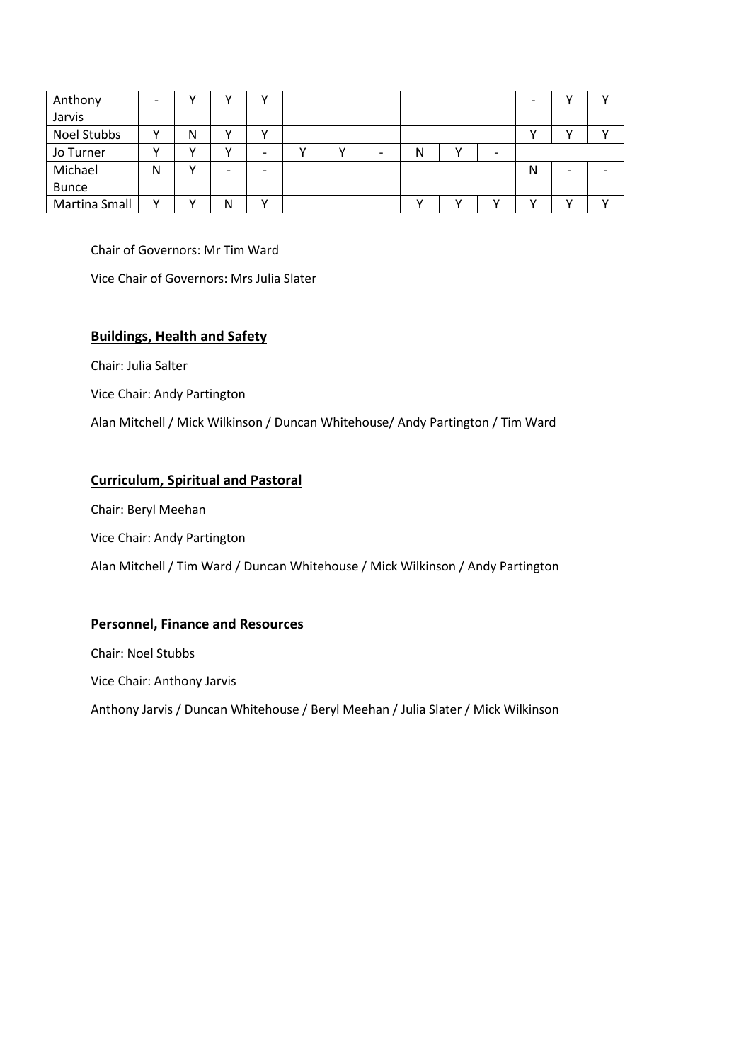| | | | | | | | | | | | | | |
|---|---|---|---|---|---|---|---|---|---|---|---|---|---|
| Anthony Jarvis | - | Y | Y | Y | | | | | | | - | Y | Y |
| Noel Stubbs | Y | N | Y | Y | | | | | | | Y | Y | Y |
| Jo Turner | Y | Y | Y | - | Y | Y | - | N | Y | - | | | |
| Michael Bunce | N | Y | - | - | | | | | | | N | - | - |
| Martina Small | Y | Y | N | Y | | | | Y | Y | Y | Y | Y | Y |

Chair of Governors: Mr Tim Ward

Vice Chair of Governors: Mrs Julia Slater

## Buildings, Health and Safety

Chair: Julia Salter

Vice Chair: Andy Partington

Alan Mitchell / Mick Wilkinson / Duncan Whitehouse/ Andy Partington / Tim Ward

## Curriculum, Spiritual and Pastoral

Chair: Beryl Meehan

Vice Chair: Andy Partington

Alan Mitchell / Tim Ward / Duncan Whitehouse / Mick Wilkinson / Andy Partington

## Personnel, Finance and Resources

Chair: Noel Stubbs

Vice Chair: Anthony Jarvis

Anthony Jarvis / Duncan Whitehouse / Beryl Meehan / Julia Slater / Mick Wilkinson